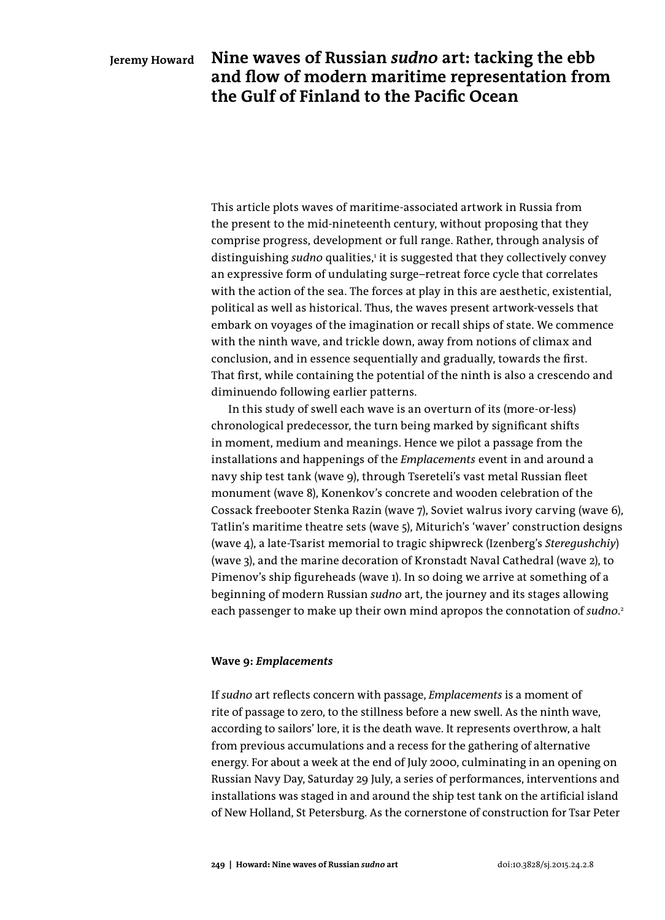**Jeremy Howard**

# Nine waves of Russian *sudno* art: tacking the ebb and flow of modern maritime representation from the Gulf of Finland to the Pacific Ocean

This article plots waves of maritime-associated artwork in Russia from the present to the mid-nineteenth century, without proposing that they comprise progress, development or full range. Rather, through analysis of distinguishing *sudno* qualities,[1] it is suggested that they collectively convey an expressive form of undulating surge–retreat force cycle that correlates with the action of the sea. The forces at play in this are aesthetic, existential, political as well as historical. Thus, the waves present artwork-vessels that embark on voyages of the imagination or recall ships of state. We commence with the ninth wave, and trickle down, away from notions of climax and conclusion, and in essence sequentially and gradually, towards the first. That first, while containing the potential of the ninth is also a crescendo and diminuendo following earlier patterns.

In this study of swell each wave is an overturn of its (more-or-less) chronological predecessor, the turn being marked by significant shifts in moment, medium and meanings. Hence we pilot a passage from the installations and happenings of the *Emplacements* event in and around a navy ship test tank (wave 9), through Tsereteli's vast metal Russian fleet monument (wave 8), Konenkov's concrete and wooden celebration of the Cossack freebooter Stenka Razin (wave 7), Soviet walrus ivory carving (wave 6), Tatlin's maritime theatre sets (wave 5), Miturich's 'waver' construction designs (wave 4), a late-Tsarist memorial to tragic shipwreck (Izenberg's *Steregushchiy*) (wave 3), and the marine decoration of Kronstadt Naval Cathedral (wave 2), to Pimenov's ship figureheads (wave 1). In so doing we arrive at something of a beginning of modern Russian *sudno* art, the journey and its stages allowing each passenger to make up their own mind apropos the connotation of *sudno*.[2]

### Wave 9: *Emplacements*

If *sudno* art reflects concern with passage, *Emplacements* is a moment of rite of passage to zero, to the stillness before a new swell. As the ninth wave, according to sailors' lore, it is the death wave. It represents overthrow, a halt from previous accumulations and a recess for the gathering of alternative energy. For about a week at the end of July 2000, culminating in an opening on Russian Navy Day, Saturday 29 July, a series of performances, interventions and installations was staged in and around the ship test tank on the artificial island of New Holland, St Petersburg. As the cornerstone of construction for Tsar Peter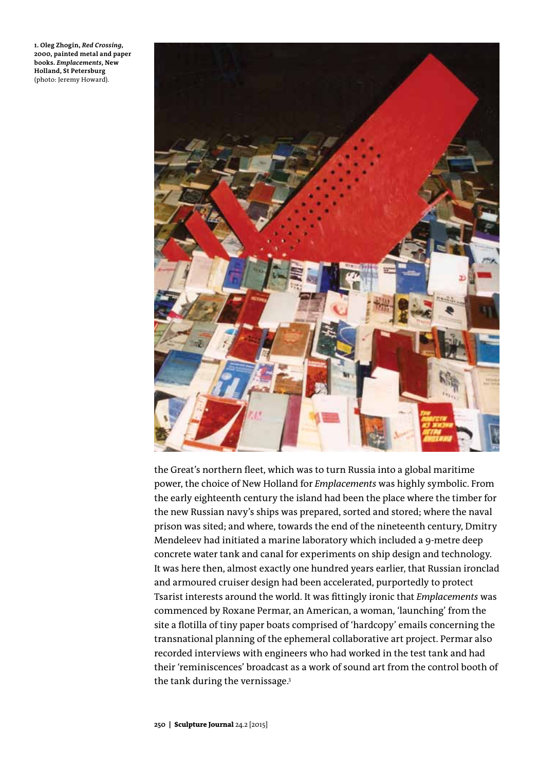**1. Oleg Zhogin, *Red Crossing*, 2000, painted metal and paper books. *Emplacements*, New Holland, St Petersburg** (photo: Jeremy Howard).

the Great's northern fleet, which was to turn Russia into a global maritime power, the choice of New Holland for *Emplacements* was highly symbolic. From the early eighteenth century the island had been the place where the timber for the new Russian navy's ships was prepared, sorted and stored; where the naval prison was sited; and where, towards the end of the nineteenth century, Dmitry Mendeleev had initiated a marine laboratory which included a 9-metre deep concrete water tank and canal for experiments on ship design and technology. It was here then, almost exactly one hundred years earlier, that Russian ironclad and armoured cruiser design had been accelerated, purportedly to protect Tsarist interests around the world. It was fittingly ironic that *Emplacements* was commenced by Roxane Permar, an American, a woman, 'launching' from the site a flotilla of tiny paper boats comprised of 'hardcopy' emails concerning the transnational planning of the ephemeral collaborative art project. Permar also recorded interviews with engineers who had worked in the test tank and had their 'reminiscences' broadcast as a work of sound art from the control booth of the tank during the vernissage.[3]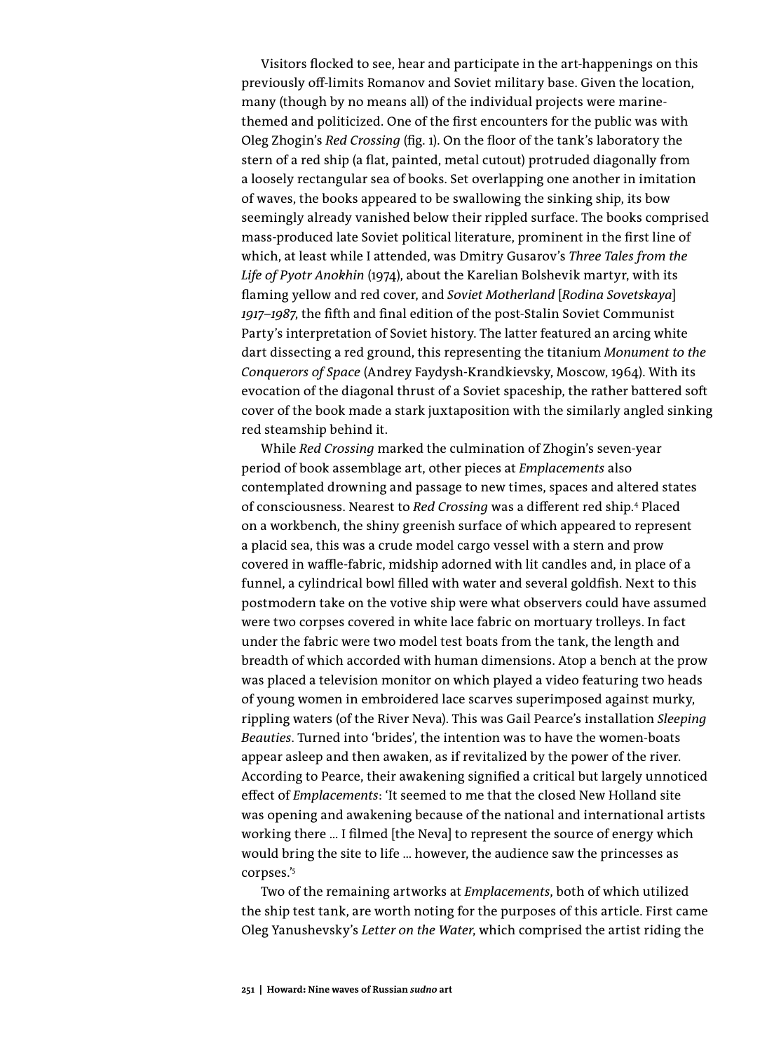Visitors flocked to see, hear and participate in the art-happenings on this previously off-limits Romanov and Soviet military base. Given the location, many (though by no means all) of the individual projects were marine-themed and politicized. One of the first encounters for the public was with Oleg Zhogin's *Red Crossing* (fig. 1). On the floor of the tank's laboratory the stern of a red ship (a flat, painted, metal cutout) protruded diagonally from a loosely rectangular sea of books. Set overlapping one another in imitation of waves, the books appeared to be swallowing the sinking ship, its bow seemingly already vanished below their rippled surface. The books comprised mass-produced late Soviet political literature, prominent in the first line of which, at least while I attended, was Dmitry Gusarov's *Three Tales from the Life of Pyotr Anokhin* (1974), about the Karelian Bolshevik martyr, with its flaming yellow and red cover, and *Soviet Motherland* [*Rodina Sovetskaya*] *1917–1987*, the fifth and final edition of the post-Stalin Soviet Communist Party's interpretation of Soviet history. The latter featured an arcing white dart dissecting a red ground, this representing the titanium *Monument to the Conquerors of Space* (Andrey Faydysh-Krandkievsky, Moscow, 1964). With its evocation of the diagonal thrust of a Soviet spaceship, the rather battered soft cover of the book made a stark juxtaposition with the similarly angled sinking red steamship behind it.

While *Red Crossing* marked the culmination of Zhogin's seven-year period of book assemblage art, other pieces at *Emplacements* also contemplated drowning and passage to new times, spaces and altered states of consciousness. Nearest to *Red Crossing* was a different red ship.[4] Placed on a workbench, the shiny greenish surface of which appeared to represent a placid sea, this was a crude model cargo vessel with a stern and prow covered in waffle-fabric, midship adorned with lit candles and, in place of a funnel, a cylindrical bowl filled with water and several goldfish. Next to this postmodern take on the votive ship were what observers could have assumed were two corpses covered in white lace fabric on mortuary trolleys. In fact under the fabric were two model test boats from the tank, the length and breadth of which accorded with human dimensions. Atop a bench at the prow was placed a television monitor on which played a video featuring two heads of young women in embroidered lace scarves superimposed against murky, rippling waters (of the River Neva). This was Gail Pearce's installation *Sleeping Beauties*. Turned into 'brides', the intention was to have the women-boats appear asleep and then awaken, as if revitalized by the power of the river. According to Pearce, their awakening signified a critical but largely unnoticed effect of *Emplacements*: 'It seemed to me that the closed New Holland site was opening and awakening because of the national and international artists working there … I filmed [the Neva] to represent the source of energy which would bring the site to life … however, the audience saw the princesses as corpses.'[5]

Two of the remaining artworks at *Emplacements*, both of which utilized the ship test tank, are worth noting for the purposes of this article. First came Oleg Yanushevsky's *Letter on the Water*, which comprised the artist riding the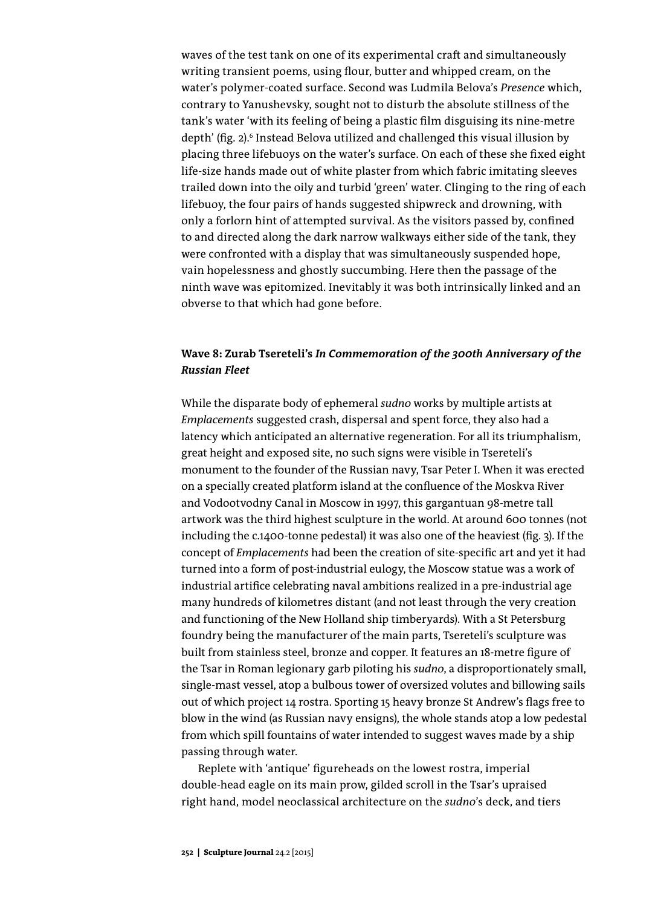waves of the test tank on one of its experimental craft and simultaneously writing transient poems, using flour, butter and whipped cream, on the water's polymer-coated surface. Second was Ludmila Belova's *Presence* which, contrary to Yanushevsky, sought not to disturb the absolute stillness of the tank's water 'with its feeling of being a plastic film disguising its nine-metre depth' (fig. 2).[6] Instead Belova utilized and challenged this visual illusion by placing three lifebuoys on the water's surface. On each of these she fixed eight life-size hands made out of white plaster from which fabric imitating sleeves trailed down into the oily and turbid 'green' water. Clinging to the ring of each lifebuoy, the four pairs of hands suggested shipwreck and drowning, with only a forlorn hint of attempted survival. As the visitors passed by, confined to and directed along the dark narrow walkways either side of the tank, they were confronted with a display that was simultaneously suspended hope, vain hopelessness and ghostly succumbing. Here then the passage of the ninth wave was epitomized. Inevitably it was both intrinsically linked and an obverse to that which had gone before.

### Wave 8: Zurab Tsereteli's *In Commemoration of the 300th Anniversary of the Russian Fleet*

While the disparate body of ephemeral *sudno* works by multiple artists at *Emplacements* suggested crash, dispersal and spent force, they also had a latency which anticipated an alternative regeneration. For all its triumphalism, great height and exposed site, no such signs were visible in Tsereteli's monument to the founder of the Russian navy, Tsar Peter I. When it was erected on a specially created platform island at the confluence of the Moskva River and Vodootvodny Canal in Moscow in 1997, this gargantuan 98-metre tall artwork was the third highest sculpture in the world. At around 600 tonnes (not including the c.1400-tonne pedestal) it was also one of the heaviest (fig. 3). If the concept of *Emplacements* had been the creation of site-specific art and yet it had turned into a form of post-industrial eulogy, the Moscow statue was a work of industrial artifice celebrating naval ambitions realized in a pre-industrial age many hundreds of kilometres distant (and not least through the very creation and functioning of the New Holland ship timberyards). With a St Petersburg foundry being the manufacturer of the main parts, Tsereteli's sculpture was built from stainless steel, bronze and copper. It features an 18-metre figure of the Tsar in Roman legionary garb piloting his *sudno*, a disproportionately small, single-mast vessel, atop a bulbous tower of oversized volutes and billowing sails out of which project 14 rostra. Sporting 15 heavy bronze St Andrew's flags free to blow in the wind (as Russian navy ensigns), the whole stands atop a low pedestal from which spill fountains of water intended to suggest waves made by a ship passing through water.

Replete with 'antique' figureheads on the lowest rostra, imperial double-head eagle on its main prow, gilded scroll in the Tsar's upraised right hand, model neoclassical architecture on the *sudno*'s deck, and tiers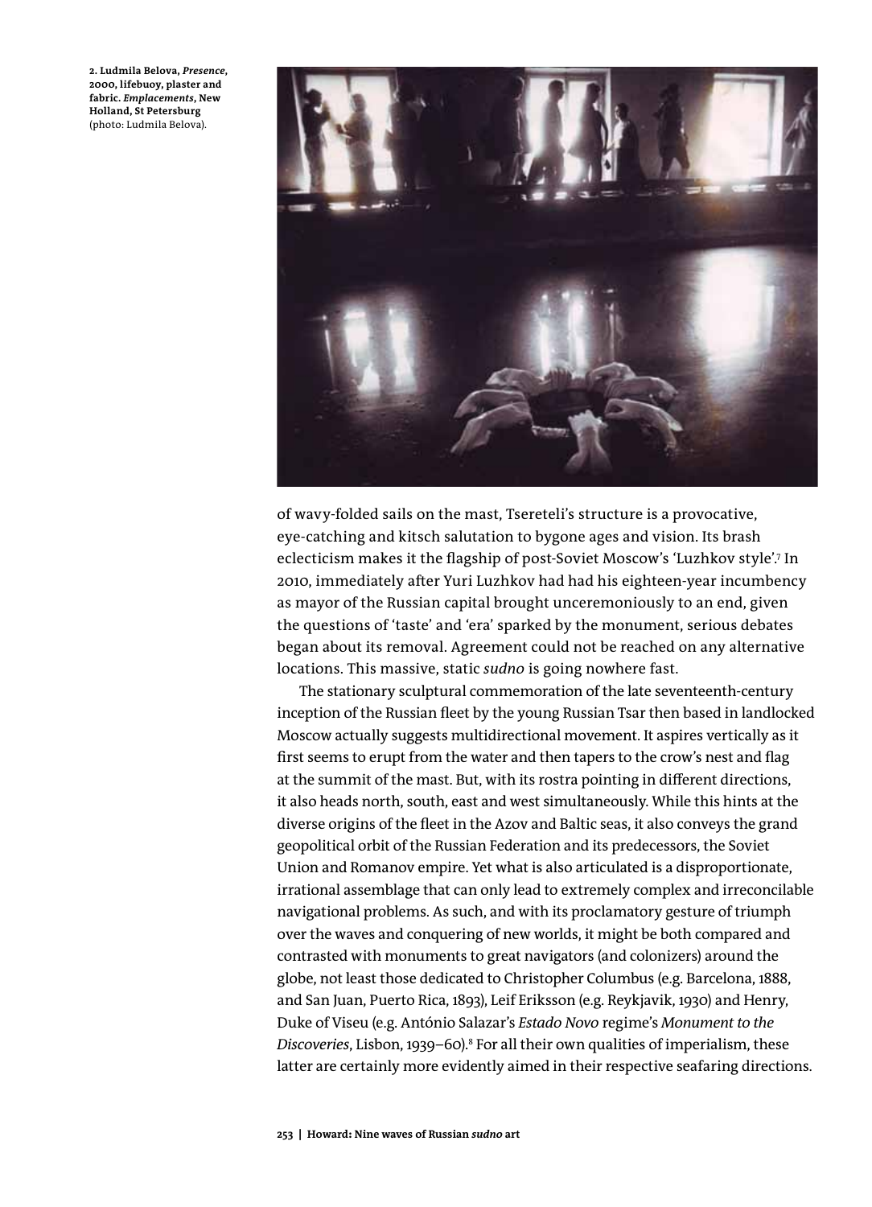2. Ludmila Belova, *Presence*, 2000, lifebuoy, plaster and fabric. *Emplacements*, New Holland, St Petersburg (photo: Ludmila Belova).

of wavy-folded sails on the mast, Tsereteli's structure is a provocative, eye-catching and kitsch salutation to bygone ages and vision. Its brash eclecticism makes it the flagship of post-Soviet Moscow's 'Luzhkov style'.[7] In 2010, immediately after Yuri Luzhkov had had his eighteen-year incumbency as mayor of the Russian capital brought unceremoniously to an end, given the questions of 'taste' and 'era' sparked by the monument, serious debates began about its removal. Agreement could not be reached on any alternative locations. This massive, static *sudno* is going nowhere fast.

The stationary sculptural commemoration of the late seventeenth-century inception of the Russian fleet by the young Russian Tsar then based in landlocked Moscow actually suggests multidirectional movement. It aspires vertically as it first seems to erupt from the water and then tapers to the crow's nest and flag at the summit of the mast. But, with its rostra pointing in different directions, it also heads north, south, east and west simultaneously. While this hints at the diverse origins of the fleet in the Azov and Baltic seas, it also conveys the grand geopolitical orbit of the Russian Federation and its predecessors, the Soviet Union and Romanov empire. Yet what is also articulated is a disproportionate, irrational assemblage that can only lead to extremely complex and irreconcilable navigational problems. As such, and with its proclamatory gesture of triumph over the waves and conquering of new worlds, it might be both compared and contrasted with monuments to great navigators (and colonizers) around the globe, not least those dedicated to Christopher Columbus (e.g. Barcelona, 1888, and San Juan, Puerto Rica, 1893), Leif Eriksson (e.g. Reykjavik, 1930) and Henry, Duke of Viseu (e.g. António Salazar's *Estado Novo* regime's *Monument to the Discoveries*, Lisbon, 1939–60).[8] For all their own qualities of imperialism, these latter are certainly more evidently aimed in their respective seafaring directions.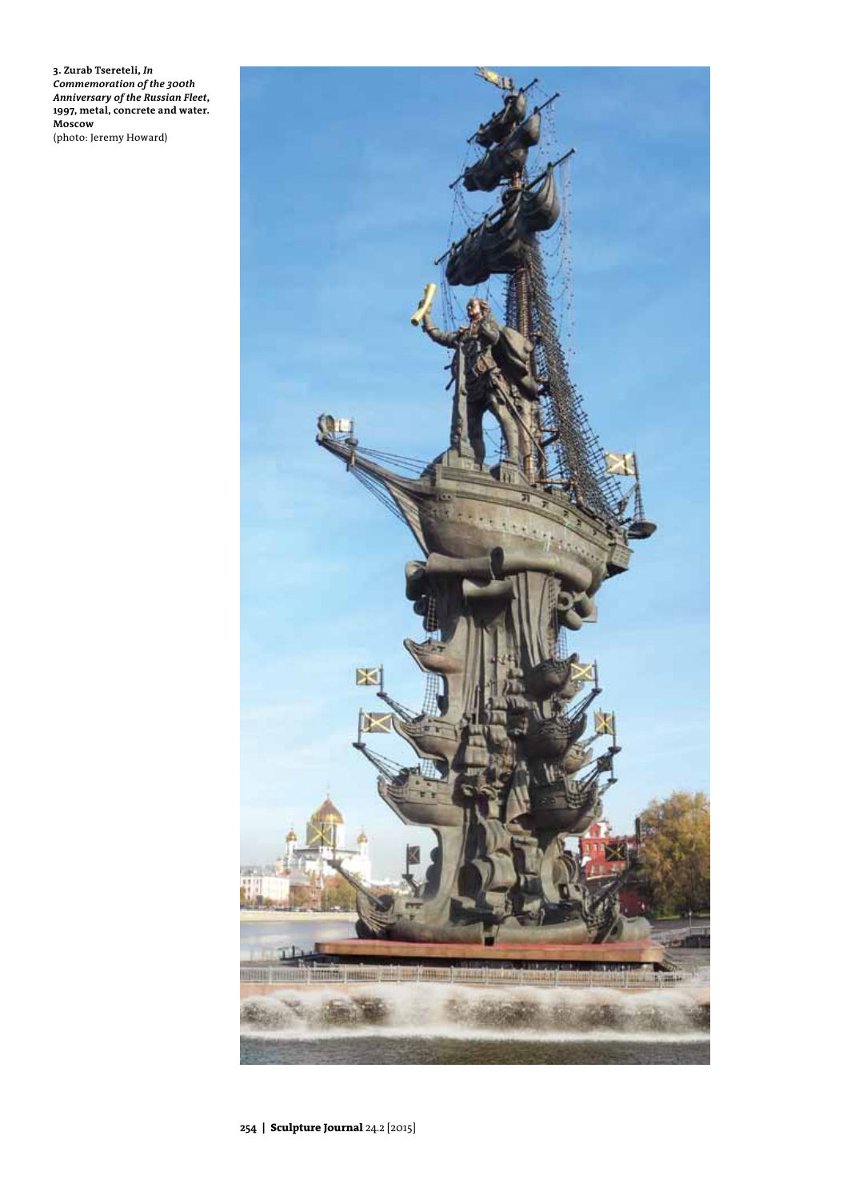**3. Zurab Tsereteli, *In Commemoration of the 300th Anniversary of the Russian Fleet*, 1997, metal, concrete and water. Moscow**
(photo: Jeremy Howard)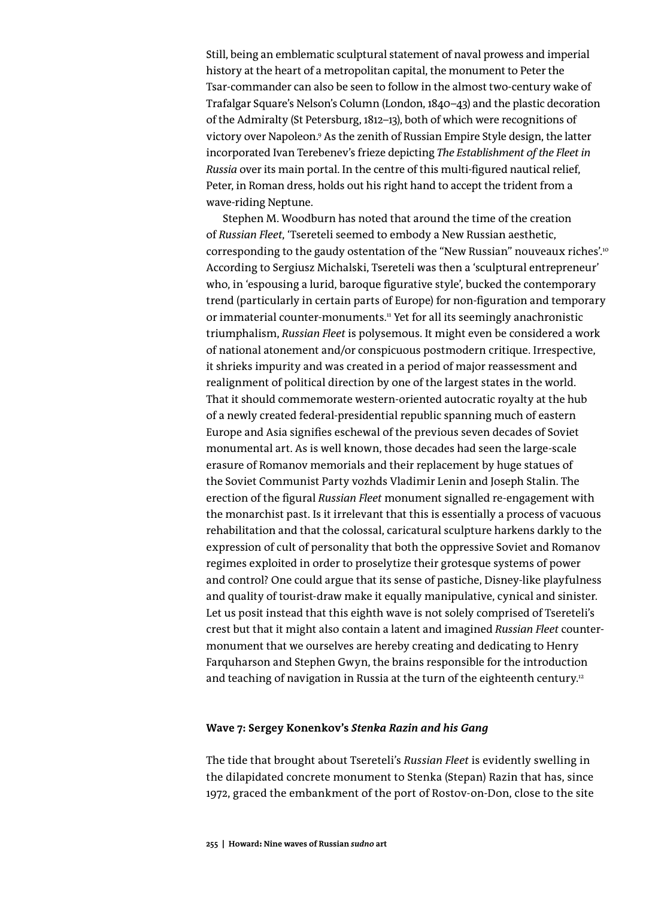Still, being an emblematic sculptural statement of naval prowess and imperial history at the heart of a metropolitan capital, the monument to Peter the Tsar-commander can also be seen to follow in the almost two-century wake of Trafalgar Square's Nelson's Column (London, 1840–43) and the plastic decoration of the Admiralty (St Petersburg, 1812–13), both of which were recognitions of victory over Napoleon.[9] As the zenith of Russian Empire Style design, the latter incorporated Ivan Terebenev's frieze depicting *The Establishment of the Fleet in Russia* over its main portal. In the centre of this multi-figured nautical relief, Peter, in Roman dress, holds out his right hand to accept the trident from a wave-riding Neptune.

Stephen M. Woodburn has noted that around the time of the creation of *Russian Fleet*, 'Tsereteli seemed to embody a New Russian aesthetic, corresponding to the gaudy ostentation of the "New Russian" nouveaux riches'.[10] According to Sergiusz Michalski, Tsereteli was then a 'sculptural entrepreneur' who, in 'espousing a lurid, baroque figurative style', bucked the contemporary trend (particularly in certain parts of Europe) for non-figuration and temporary or immaterial counter-monuments.[11] Yet for all its seemingly anachronistic triumphalism, *Russian Fleet* is polysemous. It might even be considered a work of national atonement and/or conspicuous postmodern critique. Irrespective, it shrieks impurity and was created in a period of major reassessment and realignment of political direction by one of the largest states in the world. That it should commemorate western-oriented autocratic royalty at the hub of a newly created federal-presidential republic spanning much of eastern Europe and Asia signifies eschewal of the previous seven decades of Soviet monumental art. As is well known, those decades had seen the large-scale erasure of Romanov memorials and their replacement by huge statues of the Soviet Communist Party vozhds Vladimir Lenin and Joseph Stalin. The erection of the figural *Russian Fleet* monument signalled re-engagement with the monarchist past. Is it irrelevant that this is essentially a process of vacuous rehabilitation and that the colossal, caricatural sculpture harkens darkly to the expression of cult of personality that both the oppressive Soviet and Romanov regimes exploited in order to proselytize their grotesque systems of power and control? One could argue that its sense of pastiche, Disney-like playfulness and quality of tourist-draw make it equally manipulative, cynical and sinister. Let us posit instead that this eighth wave is not solely comprised of Tsereteli's crest but that it might also contain a latent and imagined *Russian Fleet* counter-monument that we ourselves are hereby creating and dedicating to Henry Farquharson and Stephen Gwyn, the brains responsible for the introduction and teaching of navigation in Russia at the turn of the eighteenth century.[12]

#### Wave 7: Sergey Konenkov's *Stenka Razin and his Gang*

The tide that brought about Tsereteli's *Russian Fleet* is evidently swelling in the dilapidated concrete monument to Stenka (Stepan) Razin that has, since 1972, graced the embankment of the port of Rostov-on-Don, close to the site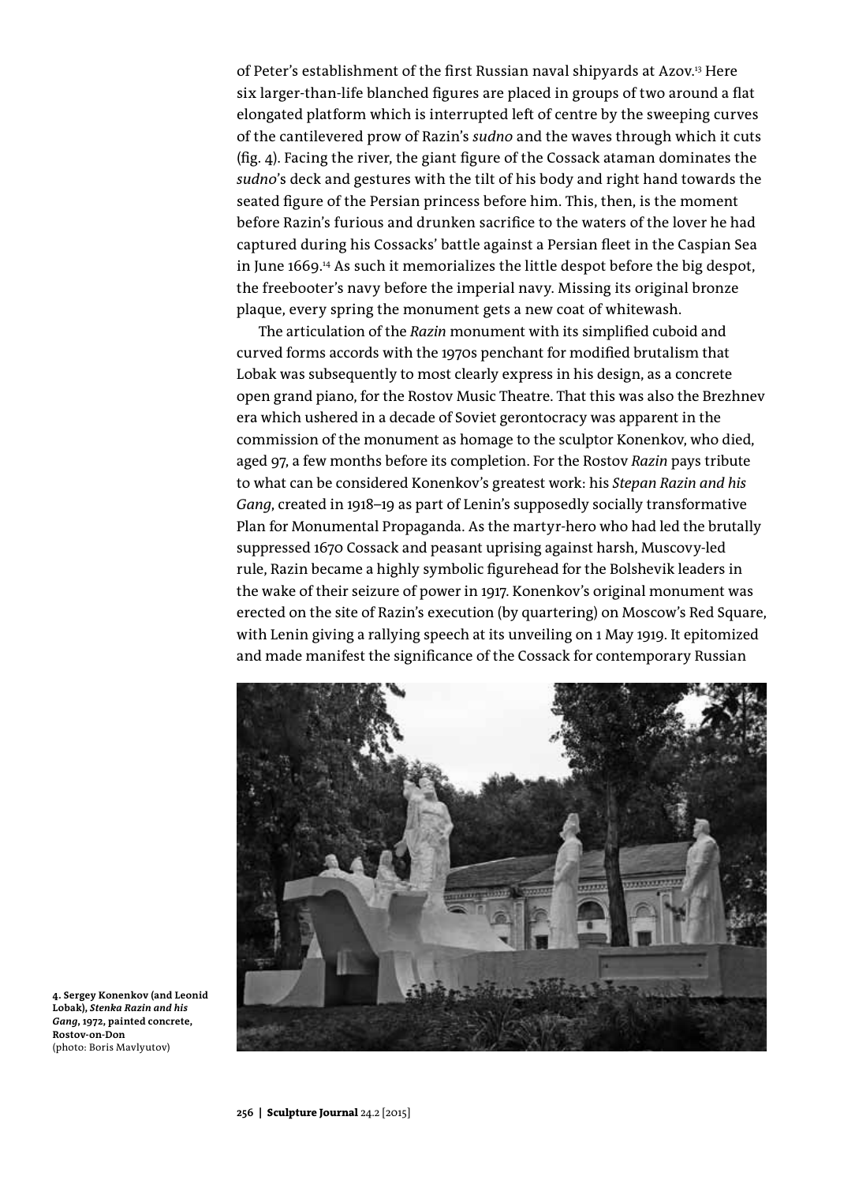of Peter's establishment of the first Russian naval shipyards at Azov.[13] Here six larger-than-life blanched figures are placed in groups of two around a flat elongated platform which is interrupted left of centre by the sweeping curves of the cantilevered prow of Razin's *sudno* and the waves through which it cuts (fig. 4). Facing the river, the giant figure of the Cossack ataman dominates the *sudno*'s deck and gestures with the tilt of his body and right hand towards the seated figure of the Persian princess before him. This, then, is the moment before Razin's furious and drunken sacrifice to the waters of the lover he had captured during his Cossacks' battle against a Persian fleet in the Caspian Sea in June 1669.[14] As such it memorializes the little despot before the big despot, the freebooter's navy before the imperial navy. Missing its original bronze plaque, every spring the monument gets a new coat of whitewash.

The articulation of the *Razin* monument with its simplified cuboid and curved forms accords with the 1970s penchant for modified brutalism that Lobak was subsequently to most clearly express in his design, as a concrete open grand piano, for the Rostov Music Theatre. That this was also the Brezhnev era which ushered in a decade of Soviet gerontocracy was apparent in the commission of the monument as homage to the sculptor Konenkov, who died, aged 97, a few months before its completion. For the Rostov *Razin* pays tribute to what can be considered Konenkov's greatest work: his *Stepan Razin and his Gang*, created in 1918–19 as part of Lenin's supposedly socially transformative Plan for Monumental Propaganda. As the martyr-hero who had led the brutally suppressed 1670 Cossack and peasant uprising against harsh, Muscovy-led rule, Razin became a highly symbolic figurehead for the Bolshevik leaders in the wake of their seizure of power in 1917. Konenkov's original monument was erected on the site of Razin's execution (by quartering) on Moscow's Red Square, with Lenin giving a rallying speech at its unveiling on 1 May 1919. It epitomized and made manifest the significance of the Cossack for contemporary Russian

**4. Sergey Konenkov (and Leonid Lobak), *Stenka Razin and his Gang*, 1972, painted concrete, Rostov-on-Don**
(photo: Boris Mavlyutov)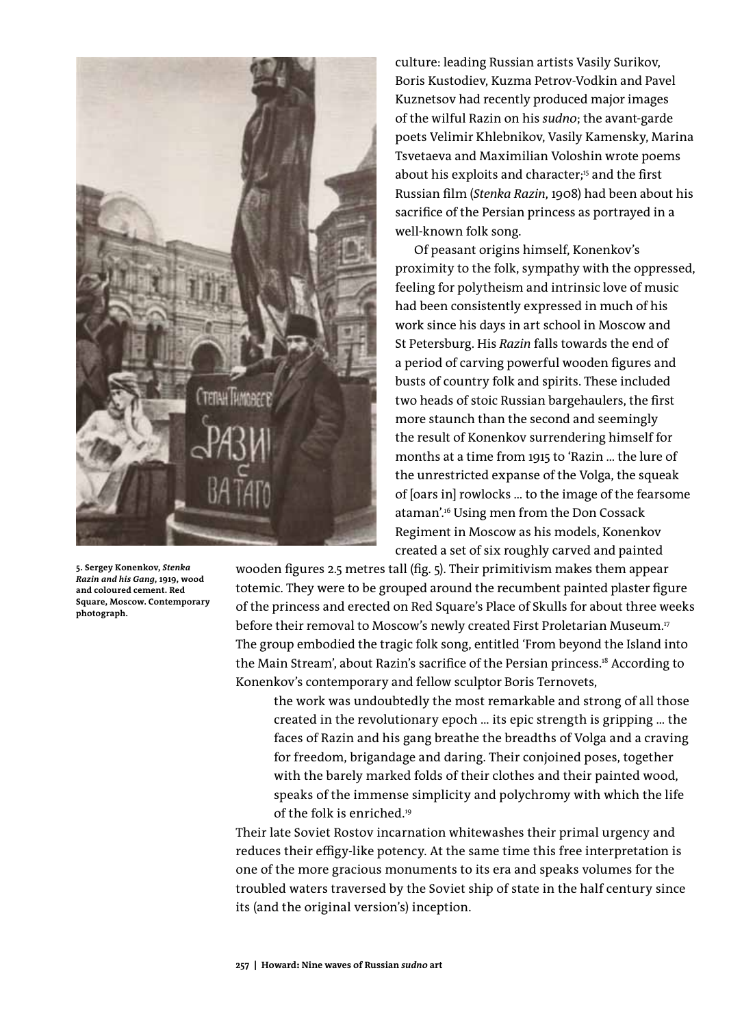culture: leading Russian artists Vasily Surikov, Boris Kustodiev, Kuzma Petrov-Vodkin and Pavel Kuznetsov had recently produced major images of the wilful Razin on his *sudno*; the avant-garde poets Velimir Khlebnikov, Vasily Kamensky, Marina Tsvetaeva and Maximilian Voloshin wrote poems about his exploits and character;[15] and the first Russian film (*Stenka Razin*, 1908) had been about his sacrifice of the Persian princess as portrayed in a well-known folk song.

Of peasant origins himself, Konenkov's proximity to the folk, sympathy with the oppressed, feeling for polytheism and intrinsic love of music had been consistently expressed in much of his work since his days in art school in Moscow and St Petersburg. His *Razin* falls towards the end of a period of carving powerful wooden figures and busts of country folk and spirits. These included two heads of stoic Russian bargehaulers, the first more staunch than the second and seemingly the result of Konenkov surrendering himself for months at a time from 1915 to 'Razin ... the lure of the unrestricted expanse of the Volga, the squeak of [oars in] rowlocks ... to the image of the fearsome ataman'.[16] Using men from the Don Cossack Regiment in Moscow as his models, Konenkov created a set of six roughly carved and painted wooden figures 2.5 metres tall (fig. 5). Their primitivism makes them appear totemic. They were to be grouped around the recumbent painted plaster figure of the princess and erected on Red Square's Place of Skulls for about three weeks before their removal to Moscow's newly created First Proletarian Museum.[17] The group embodied the tragic folk song, entitled 'From beyond the Island into the Main Stream', about Razin's sacrifice of the Persian princess.[18] According to Konenkov's contemporary and fellow sculptor Boris Ternovets,

> the work was undoubtedly the most remarkable and strong of all those created in the revolutionary epoch ... its epic strength is gripping ... the faces of Razin and his gang breathe the breadths of Volga and a craving for freedom, brigandage and daring. Their conjoined poses, together with the barely marked folds of their clothes and their painted wood, speaks of the immense simplicity and polychromy with which the life of the folk is enriched.[19]

Their late Soviet Rostov incarnation whitewashes their primal urgency and reduces their effigy-like potency. At the same time this free interpretation is one of the more gracious monuments to its era and speaks volumes for the troubled waters traversed by the Soviet ship of state in the half century since its (and the original version's) inception.

**5. Sergey Konenkov, *Stenka Razin and his Gang*, 1919, wood and coloured cement. Red Square, Moscow. Contemporary photograph.**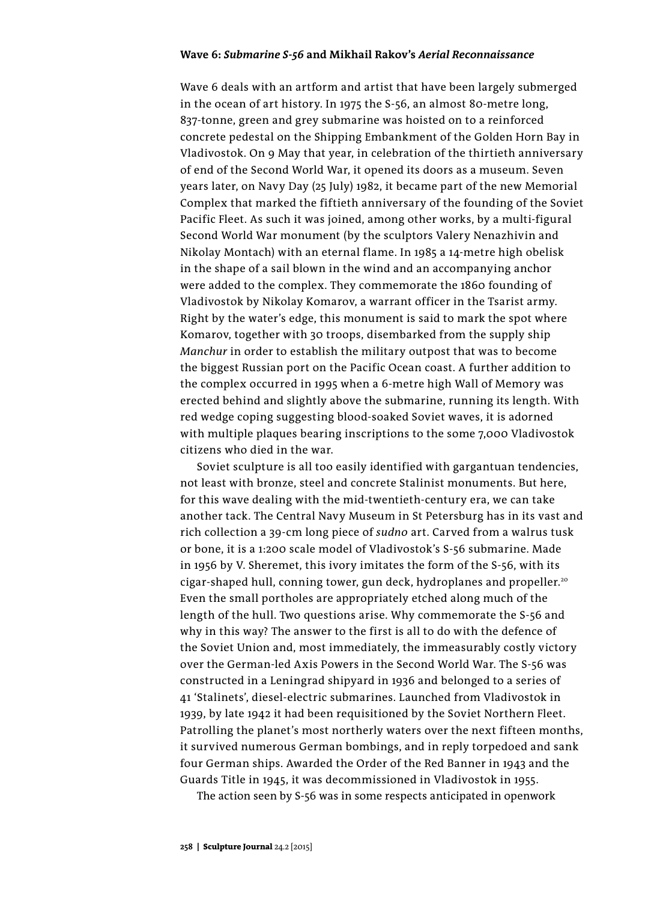### Wave 6: *Submarine S-56* and Mikhail Rakov's *Aerial Reconnaissance*

Wave 6 deals with an artform and artist that have been largely submerged in the ocean of art history. In 1975 the S-56, an almost 80-metre long, 837-tonne, green and grey submarine was hoisted on to a reinforced concrete pedestal on the Shipping Embankment of the Golden Horn Bay in Vladivostok. On 9 May that year, in celebration of the thirtieth anniversary of end of the Second World War, it opened its doors as a museum. Seven years later, on Navy Day (25 July) 1982, it became part of the new Memorial Complex that marked the fiftieth anniversary of the founding of the Soviet Pacific Fleet. As such it was joined, among other works, by a multi-figural Second World War monument (by the sculptors Valery Nenazhivin and Nikolay Montach) with an eternal flame. In 1985 a 14-metre high obelisk in the shape of a sail blown in the wind and an accompanying anchor were added to the complex. They commemorate the 1860 founding of Vladivostok by Nikolay Komarov, a warrant officer in the Tsarist army. Right by the water's edge, this monument is said to mark the spot where Komarov, together with 30 troops, disembarked from the supply ship *Manchur* in order to establish the military outpost that was to become the biggest Russian port on the Pacific Ocean coast. A further addition to the complex occurred in 1995 when a 6-metre high Wall of Memory was erected behind and slightly above the submarine, running its length. With red wedge coping suggesting blood-soaked Soviet waves, it is adorned with multiple plaques bearing inscriptions to the some 7,000 Vladivostok citizens who died in the war.

Soviet sculpture is all too easily identified with gargantuan tendencies, not least with bronze, steel and concrete Stalinist monuments. But here, for this wave dealing with the mid-twentieth-century era, we can take another tack. The Central Navy Museum in St Petersburg has in its vast and rich collection a 39-cm long piece of *sudno* art. Carved from a walrus tusk or bone, it is a 1:200 scale model of Vladivostok's S-56 submarine. Made in 1956 by V. Sheremet, this ivory imitates the form of the S-56, with its cigar-shaped hull, conning tower, gun deck, hydroplanes and propeller.[20] Even the small portholes are appropriately etched along much of the length of the hull. Two questions arise. Why commemorate the S-56 and why in this way? The answer to the first is all to do with the defence of the Soviet Union and, most immediately, the immeasurably costly victory over the German-led Axis Powers in the Second World War. The S-56 was constructed in a Leningrad shipyard in 1936 and belonged to a series of 41 'Stalinets', diesel-electric submarines. Launched from Vladivostok in 1939, by late 1942 it had been requisitioned by the Soviet Northern Fleet. Patrolling the planet's most northerly waters over the next fifteen months, it survived numerous German bombings, and in reply torpedoed and sank four German ships. Awarded the Order of the Red Banner in 1943 and the Guards Title in 1945, it was decommissioned in Vladivostok in 1955.

The action seen by S-56 was in some respects anticipated in openwork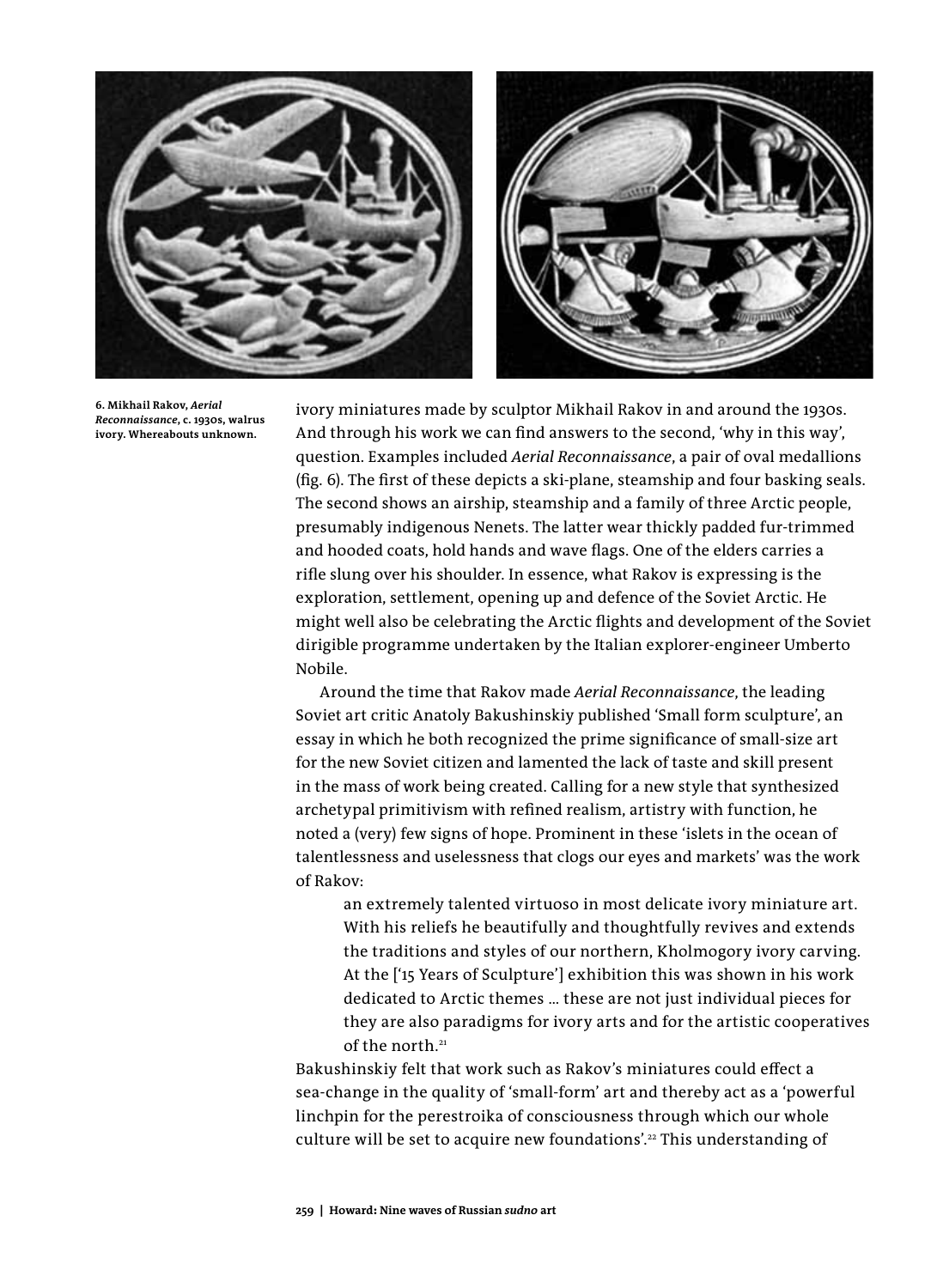6. Mikhail Rakov, *Aerial Reconnaissance*, c. 1930s, walrus ivory. Whereabouts unknown.

ivory miniatures made by sculptor Mikhail Rakov in and around the 1930s. And through his work we can find answers to the second, 'why in this way', question. Examples included *Aerial Reconnaissance*, a pair of oval medallions (fig. 6). The first of these depicts a ski-plane, steamship and four basking seals. The second shows an airship, steamship and a family of three Arctic people, presumably indigenous Nenets. The latter wear thickly padded fur-trimmed and hooded coats, hold hands and wave flags. One of the elders carries a rifle slung over his shoulder. In essence, what Rakov is expressing is the exploration, settlement, opening up and defence of the Soviet Arctic. He might well also be celebrating the Arctic flights and development of the Soviet dirigible programme undertaken by the Italian explorer-engineer Umberto Nobile.

Around the time that Rakov made *Aerial Reconnaissance*, the leading Soviet art critic Anatoly Bakushinskiy published 'Small form sculpture', an essay in which he both recognized the prime significance of small-size art for the new Soviet citizen and lamented the lack of taste and skill present in the mass of work being created. Calling for a new style that synthesized archetypal primitivism with refined realism, artistry with function, he noted a (very) few signs of hope. Prominent in these 'islets in the ocean of talentlessness and uselessness that clogs our eyes and markets' was the work of Rakov:

> an extremely talented virtuoso in most delicate ivory miniature art. With his reliefs he beautifully and thoughtfully revives and extends the traditions and styles of our northern, Kholmogory ivory carving. At the ['15 Years of Sculpture'] exhibition this was shown in his work dedicated to Arctic themes … these are not just individual pieces for they are also paradigms for ivory arts and for the artistic cooperatives of the north.[21]

Bakushinskiy felt that work such as Rakov's miniatures could effect a sea-change in the quality of 'small-form' art and thereby act as a 'powerful linchpin for the perestroika of consciousness through which our whole culture will be set to acquire new foundations'.[22] This understanding of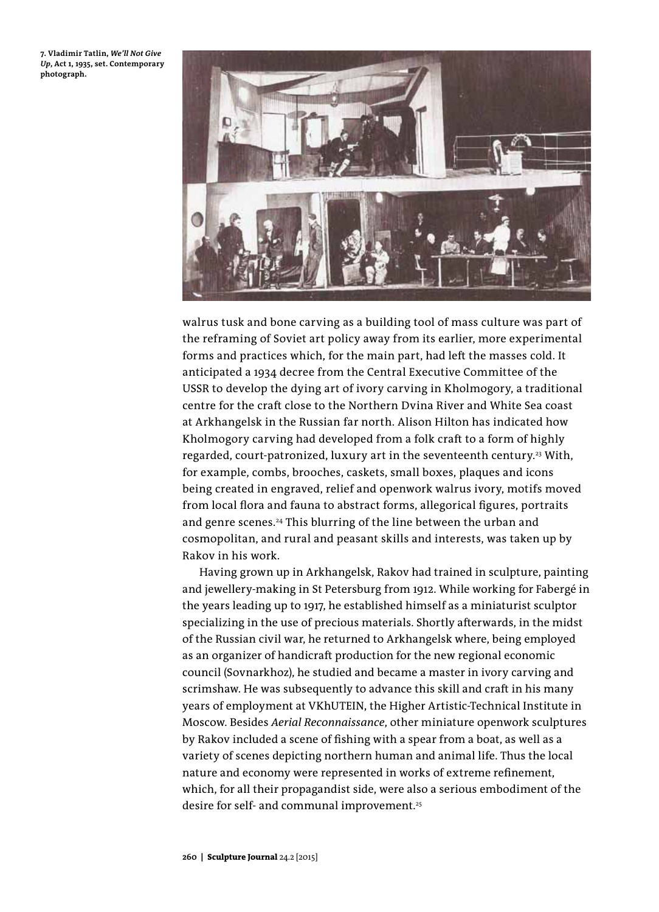**7. Vladimir Tatlin, *We'll Not Give Up*, Act 1, 1935, set. Contemporary photograph.**

walrus tusk and bone carving as a building tool of mass culture was part of the reframing of Soviet art policy away from its earlier, more experimental forms and practices which, for the main part, had left the masses cold. It anticipated a 1934 decree from the Central Executive Committee of the USSR to develop the dying art of ivory carving in Kholmogory, a traditional centre for the craft close to the Northern Dvina River and White Sea coast at Arkhangelsk in the Russian far north. Alison Hilton has indicated how Kholmogory carving had developed from a folk craft to a form of highly regarded, court-patronized, luxury art in the seventeenth century.[23] With, for example, combs, brooches, caskets, small boxes, plaques and icons being created in engraved, relief and openwork walrus ivory, motifs moved from local flora and fauna to abstract forms, allegorical figures, portraits and genre scenes.[24] This blurring of the line between the urban and cosmopolitan, and rural and peasant skills and interests, was taken up by Rakov in his work.

Having grown up in Arkhangelsk, Rakov had trained in sculpture, painting and jewellery-making in St Petersburg from 1912. While working for Fabergé in the years leading up to 1917, he established himself as a miniaturist sculptor specializing in the use of precious materials. Shortly afterwards, in the midst of the Russian civil war, he returned to Arkhangelsk where, being employed as an organizer of handicraft production for the new regional economic council (Sovnarkhoz), he studied and became a master in ivory carving and scrimshaw. He was subsequently to advance this skill and craft in his many years of employment at VKhUTEIN, the Higher Artistic-Technical Institute in Moscow. Besides *Aerial Reconnaissance*, other miniature openwork sculptures by Rakov included a scene of fishing with a spear from a boat, as well as a variety of scenes depicting northern human and animal life. Thus the local nature and economy were represented in works of extreme refinement, which, for all their propagandist side, were also a serious embodiment of the desire for self- and communal improvement.[25]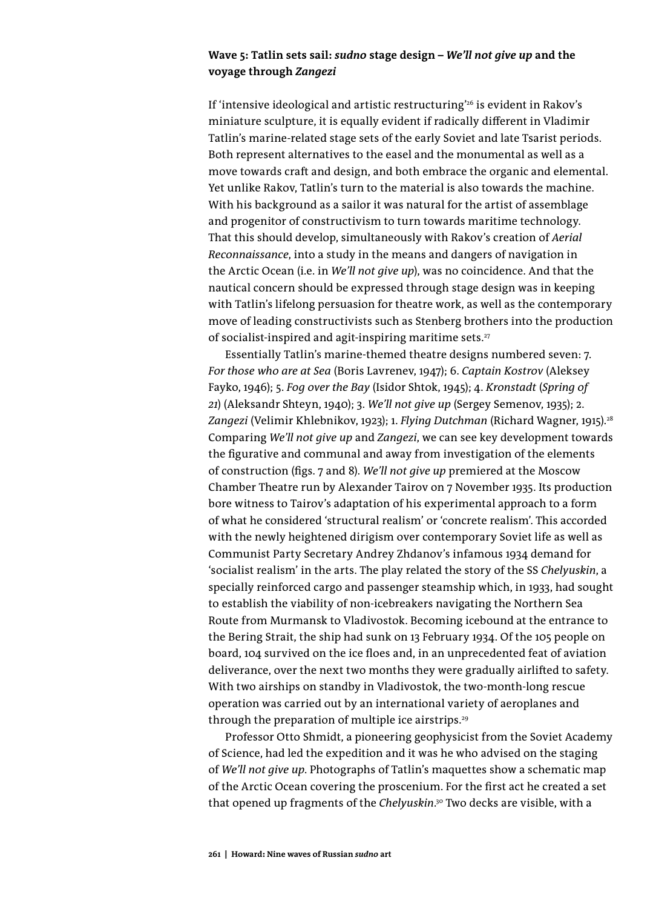### Wave 5: Tatlin sets sail: *sudno* stage design – *We'll not give up* and the voyage through *Zangezi*

If 'intensive ideological and artistic restructuring'[26] is evident in Rakov's miniature sculpture, it is equally evident if radically different in Vladimir Tatlin's marine-related stage sets of the early Soviet and late Tsarist periods. Both represent alternatives to the easel and the monumental as well as a move towards craft and design, and both embrace the organic and elemental. Yet unlike Rakov, Tatlin's turn to the material is also towards the machine. With his background as a sailor it was natural for the artist of assemblage and progenitor of constructivism to turn towards maritime technology. That this should develop, simultaneously with Rakov's creation of *Aerial Reconnaissance*, into a study in the means and dangers of navigation in the Arctic Ocean (i.e. in *We'll not give up*), was no coincidence. And that the nautical concern should be expressed through stage design was in keeping with Tatlin's lifelong persuasion for theatre work, as well as the contemporary move of leading constructivists such as Stenberg brothers into the production of socialist-inspired and agit-inspiring maritime sets.[27]

Essentially Tatlin's marine-themed theatre designs numbered seven: 7. *For those who are at Sea* (Boris Lavrenev, 1947); 6. *Captain Kostrov* (Aleksey Fayko, 1946); 5. *Fog over the Bay* (Isidor Shtok, 1945); 4. *Kronstadt* (*Spring of 21*) (Aleksandr Shteyn, 1940); 3. *We'll not give up* (Sergey Semenov, 1935); 2. *Zangezi* (Velimir Khlebnikov, 1923); 1. *Flying Dutchman* (Richard Wagner, 1915).[28] Comparing *We'll not give up* and *Zangezi*, we can see key development towards the figurative and communal and away from investigation of the elements of construction (figs. 7 and 8). *We'll not give up* premiered at the Moscow Chamber Theatre run by Alexander Tairov on 7 November 1935. Its production bore witness to Tairov's adaptation of his experimental approach to a form of what he considered 'structural realism' or 'concrete realism'. This accorded with the newly heightened dirigism over contemporary Soviet life as well as Communist Party Secretary Andrey Zhdanov's infamous 1934 demand for 'socialist realism' in the arts. The play related the story of the SS *Chelyuskin*, a specially reinforced cargo and passenger steamship which, in 1933, had sought to establish the viability of non-icebreakers navigating the Northern Sea Route from Murmansk to Vladivostok. Becoming icebound at the entrance to the Bering Strait, the ship had sunk on 13 February 1934. Of the 105 people on board, 104 survived on the ice floes and, in an unprecedented feat of aviation deliverance, over the next two months they were gradually airlifted to safety. With two airships on standby in Vladivostok, the two-month-long rescue operation was carried out by an international variety of aeroplanes and through the preparation of multiple ice airstrips.[29]

Professor Otto Shmidt, a pioneering geophysicist from the Soviet Academy of Science, had led the expedition and it was he who advised on the staging of *We'll not give up*. Photographs of Tatlin's maquettes show a schematic map of the Arctic Ocean covering the proscenium. For the first act he created a set that opened up fragments of the *Chelyuskin*.[30] Two decks are visible, with a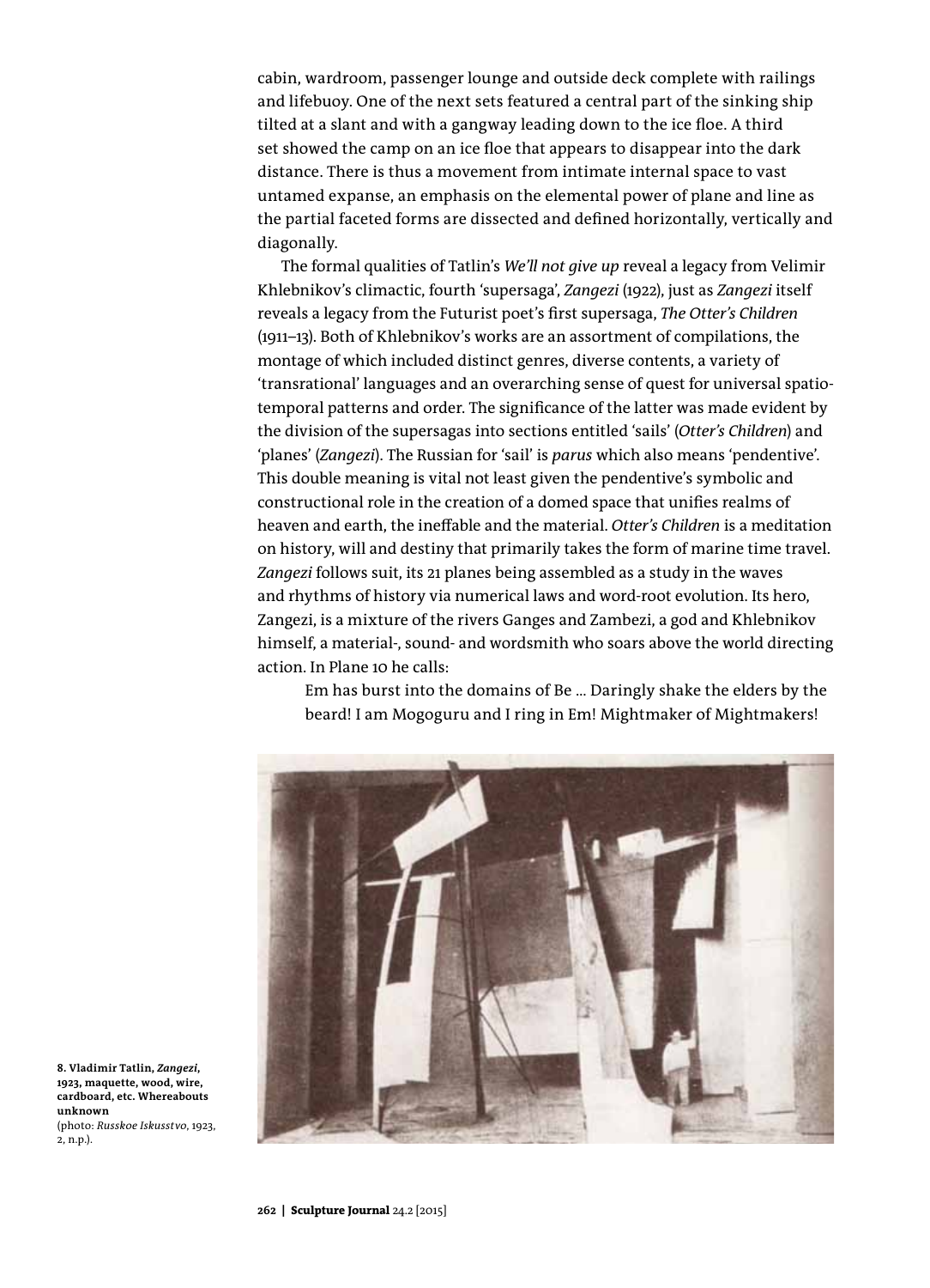cabin, wardroom, passenger lounge and outside deck complete with railings and lifebuoy. One of the next sets featured a central part of the sinking ship tilted at a slant and with a gangway leading down to the ice floe. A third set showed the camp on an ice floe that appears to disappear into the dark distance. There is thus a movement from intimate internal space to vast untamed expanse, an emphasis on the elemental power of plane and line as the partial faceted forms are dissected and defined horizontally, vertically and diagonally.

The formal qualities of Tatlin's *We'll not give up* reveal a legacy from Velimir Khlebnikov's climactic, fourth 'supersaga', *Zangezi* (1922), just as *Zangezi* itself reveals a legacy from the Futurist poet's first supersaga, *The Otter's Children* (1911–13). Both of Khlebnikov's works are an assortment of compilations, the montage of which included distinct genres, diverse contents, a variety of 'transrational' languages and an overarching sense of quest for universal spatio-temporal patterns and order. The significance of the latter was made evident by the division of the supersagas into sections entitled 'sails' (*Otter's Children*) and 'planes' (*Zangezi*). The Russian for 'sail' is *parus* which also means 'pendentive'. This double meaning is vital not least given the pendentive's symbolic and constructional role in the creation of a domed space that unifies realms of heaven and earth, the ineffable and the material. *Otter's Children* is a meditation on history, will and destiny that primarily takes the form of marine time travel. *Zangezi* follows suit, its 21 planes being assembled as a study in the waves and rhythms of history via numerical laws and word-root evolution. Its hero, Zangezi, is a mixture of the rivers Ganges and Zambezi, a god and Khlebnikov himself, a material-, sound- and wordsmith who soars above the world directing action. In Plane 10 he calls:

> Em has burst into the domains of Be ... Daringly shake the elders by the beard! I am Mogoguru and I ring in Em! Mightmaker of Mightmakers!

**8. Vladimir Tatlin, *Zangezi*, 1923, maquette, wood, wire, cardboard, etc. Whereabouts unknown**
(photo: *Russkoe Iskusstvo*, 1923, 2, n.p.).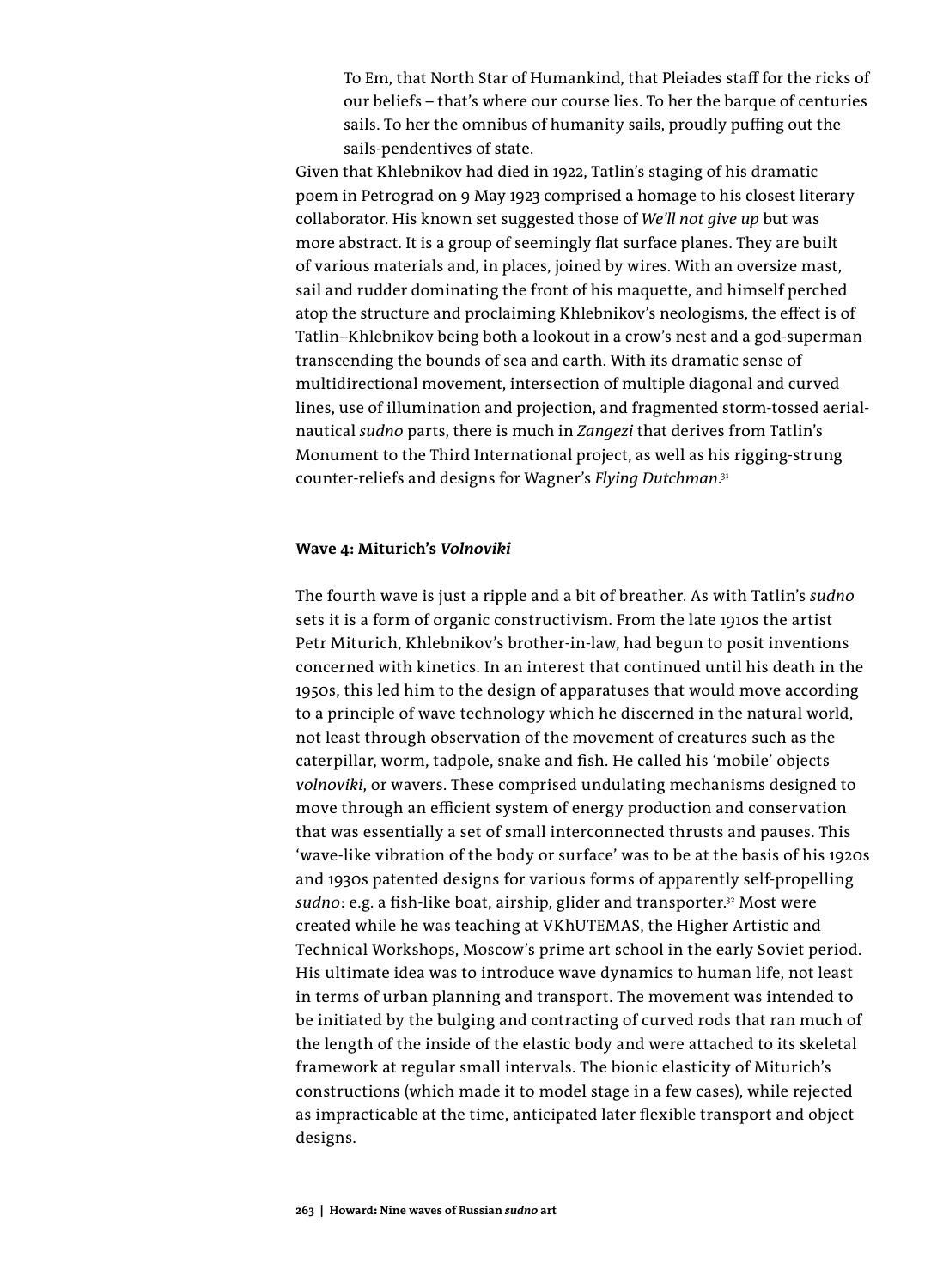> To Em, that North Star of Humankind, that Pleiades staff for the ricks of our beliefs – that's where our course lies. To her the barque of centuries sails. To her the omnibus of humanity sails, proudly puffing out the sails-pendentives of state.

Given that Khlebnikov had died in 1922, Tatlin's staging of his dramatic poem in Petrograd on 9 May 1923 comprised a homage to his closest literary collaborator. His known set suggested those of *We'll not give up* but was more abstract. It is a group of seemingly flat surface planes. They are built of various materials and, in places, joined by wires. With an oversize mast, sail and rudder dominating the front of his maquette, and himself perched atop the structure and proclaiming Khlebnikov's neologisms, the effect is of Tatlin–Khlebnikov being both a lookout in a crow's nest and a god-superman transcending the bounds of sea and earth. With its dramatic sense of multidirectional movement, intersection of multiple diagonal and curved lines, use of illumination and projection, and fragmented storm-tossed aerial-nautical *sudno* parts, there is much in *Zangezi* that derives from Tatlin's Monument to the Third International project, as well as his rigging-strung counter-reliefs and designs for Wagner's *Flying Dutchman*.[31]

### Wave 4: Miturich's *Volnoviki*

The fourth wave is just a ripple and a bit of breather. As with Tatlin's *sudno* sets it is a form of organic constructivism. From the late 1910s the artist Petr Miturich, Khlebnikov's brother-in-law, had begun to posit inventions concerned with kinetics. In an interest that continued until his death in the 1950s, this led him to the design of apparatuses that would move according to a principle of wave technology which he discerned in the natural world, not least through observation of the movement of creatures such as the caterpillar, worm, tadpole, snake and fish. He called his 'mobile' objects *volnoviki*, or wavers. These comprised undulating mechanisms designed to move through an efficient system of energy production and conservation that was essentially a set of small interconnected thrusts and pauses. This 'wave-like vibration of the body or surface' was to be at the basis of his 1920s and 1930s patented designs for various forms of apparently self-propelling *sudno*: e.g. a fish-like boat, airship, glider and transporter.[32] Most were created while he was teaching at VKhUTEMAS, the Higher Artistic and Technical Workshops, Moscow's prime art school in the early Soviet period. His ultimate idea was to introduce wave dynamics to human life, not least in terms of urban planning and transport. The movement was intended to be initiated by the bulging and contracting of curved rods that ran much of the length of the inside of the elastic body and were attached to its skeletal framework at regular small intervals. The bionic elasticity of Miturich's constructions (which made it to model stage in a few cases), while rejected as impracticable at the time, anticipated later flexible transport and object designs.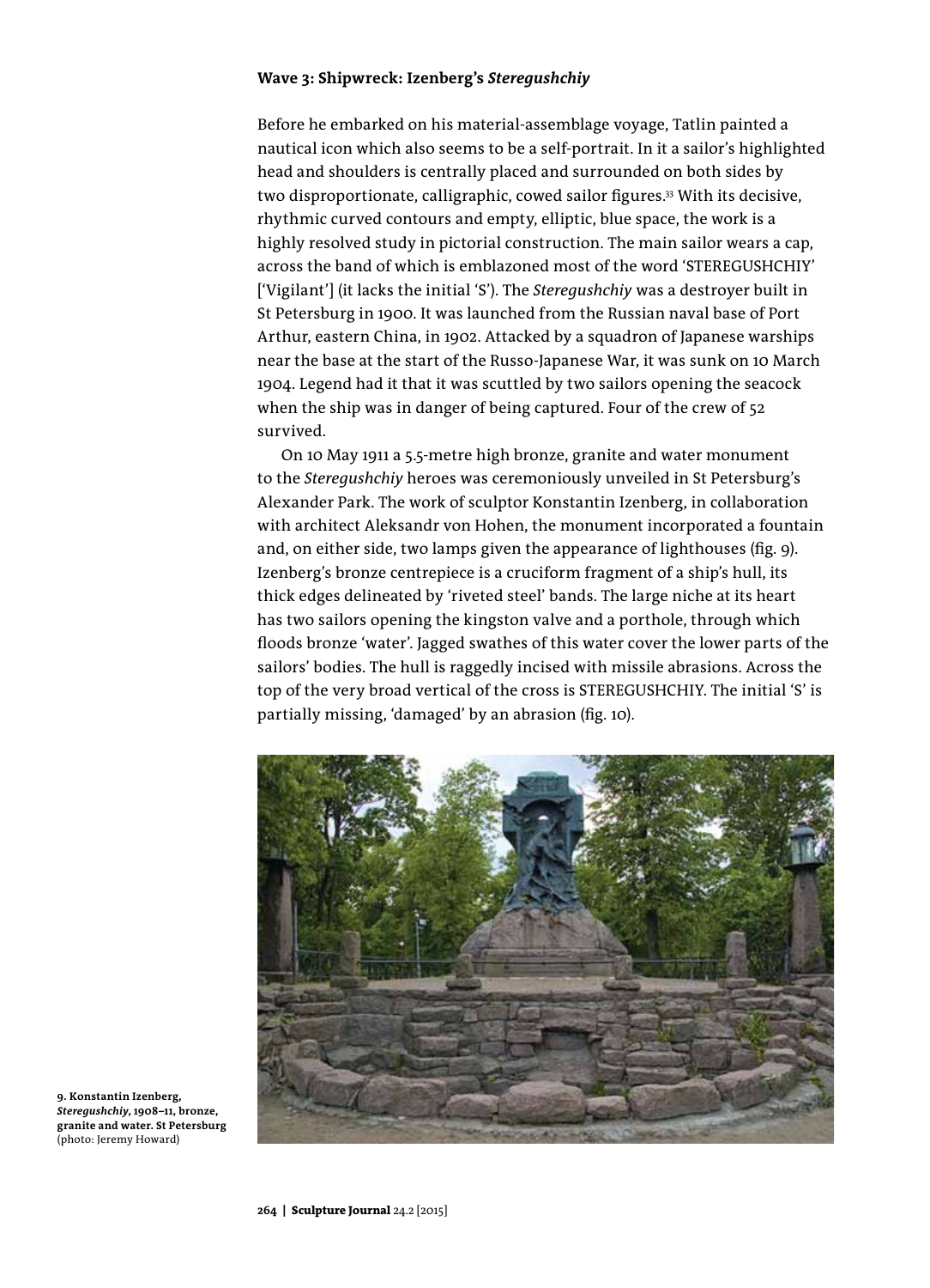**Wave 3: Shipwreck: Izenberg's *Steregushchiy***

Before he embarked on his material-assemblage voyage, Tatlin painted a nautical icon which also seems to be a self-portrait. In it a sailor's highlighted head and shoulders is centrally placed and surrounded on both sides by two disproportionate, calligraphic, cowed sailor figures.[33] With its decisive, rhythmic curved contours and empty, elliptic, blue space, the work is a highly resolved study in pictorial construction. The main sailor wears a cap, across the band of which is emblazoned most of the word 'STEREGUSHCHIY' ['Vigilant'] (it lacks the initial 'S'). The *Steregushchiy* was a destroyer built in St Petersburg in 1900. It was launched from the Russian naval base of Port Arthur, eastern China, in 1902. Attacked by a squadron of Japanese warships near the base at the start of the Russo-Japanese War, it was sunk on 10 March 1904. Legend had it that it was scuttled by two sailors opening the seacock when the ship was in danger of being captured. Four of the crew of 52 survived.

On 10 May 1911 a 5.5-metre high bronze, granite and water monument to the *Steregushchiy* heroes was ceremoniously unveiled in St Petersburg's Alexander Park. The work of sculptor Konstantin Izenberg, in collaboration with architect Aleksandr von Hohen, the monument incorporated a fountain and, on either side, two lamps given the appearance of lighthouses (fig. 9). Izenberg's bronze centrepiece is a cruciform fragment of a ship's hull, its thick edges delineated by 'riveted steel' bands. The large niche at its heart has two sailors opening the kingston valve and a porthole, through which floods bronze 'water'. Jagged swathes of this water cover the lower parts of the sailors' bodies. The hull is raggedly incised with missile abrasions. Across the top of the very broad vertical of the cross is STEREGUSHCHIY. The initial 'S' is partially missing, 'damaged' by an abrasion (fig. 10).

**9. Konstantin Izenberg, *Steregushchiy*, 1908–11, bronze, granite and water. St Petersburg** (photo: Jeremy Howard)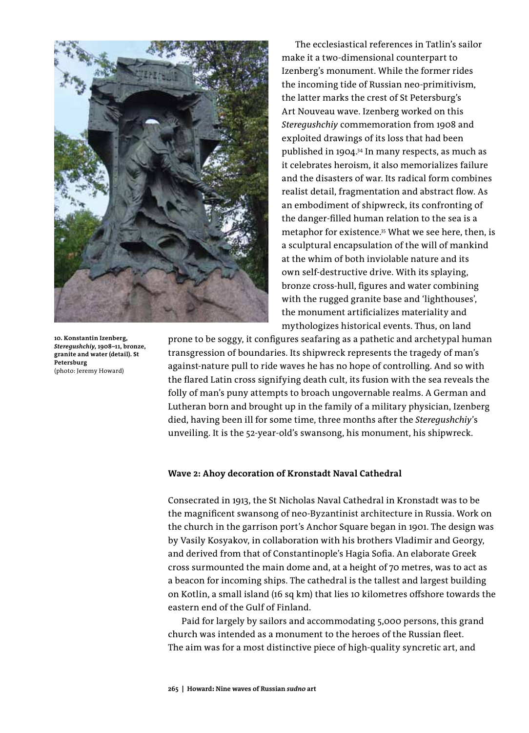The ecclesiastical references in Tatlin's sailor make it a two-dimensional counterpart to Izenberg's monument. While the former rides the incoming tide of Russian neo-primitivism, the latter marks the crest of St Petersburg's Art Nouveau wave. Izenberg worked on this *Steregushchiy* commemoration from 1908 and exploited drawings of its loss that had been published in 1904.[34] In many respects, as much as it celebrates heroism, it also memorializes failure and the disasters of war. Its radical form combines realist detail, fragmentation and abstract flow. As an embodiment of shipwreck, its confronting of the danger-filled human relation to the sea is a metaphor for existence.[35] What we see here, then, is a sculptural encapsulation of the will of mankind at the whim of both inviolable nature and its own self-destructive drive. With its splaying, bronze cross-hull, figures and water combining with the rugged granite base and 'lighthouses', the monument artificializes materiality and mythologizes historical events. Thus, on land prone to be soggy, it configures seafaring as a pathetic and archetypal human transgression of boundaries. Its shipwreck represents the tragedy of man's against-nature pull to ride waves he has no hope of controlling. And so with the flared Latin cross signifying death cult, its fusion with the sea reveals the folly of man's puny attempts to broach ungovernable realms. A German and Lutheran born and brought up in the family of a military physician, Izenberg died, having been ill for some time, three months after the *Steregushchiy*'s unveiling. It is the 52-year-old's swansong, his monument, his shipwreck.

**10. Konstantin Izenberg, *Steregushchiy*, 1908–11, bronze, granite and water (detail). St Petersburg**
(photo: Jeremy Howard)

#### Wave 2: Ahoy decoration of Kronstadt Naval Cathedral

Consecrated in 1913, the St Nicholas Naval Cathedral in Kronstadt was to be the magnificent swansong of neo-Byzantinist architecture in Russia. Work on the church in the garrison port's Anchor Square began in 1901. The design was by Vasily Kosyakov, in collaboration with his brothers Vladimir and Georgy, and derived from that of Constantinople's Hagia Sofia. An elaborate Greek cross surmounted the main dome and, at a height of 70 metres, was to act as a beacon for incoming ships. The cathedral is the tallest and largest building on Kotlin, a small island (16 sq km) that lies 10 kilometres offshore towards the eastern end of the Gulf of Finland.

Paid for largely by sailors and accommodating 5,000 persons, this grand church was intended as a monument to the heroes of the Russian fleet. The aim was for a most distinctive piece of high-quality syncretic art, and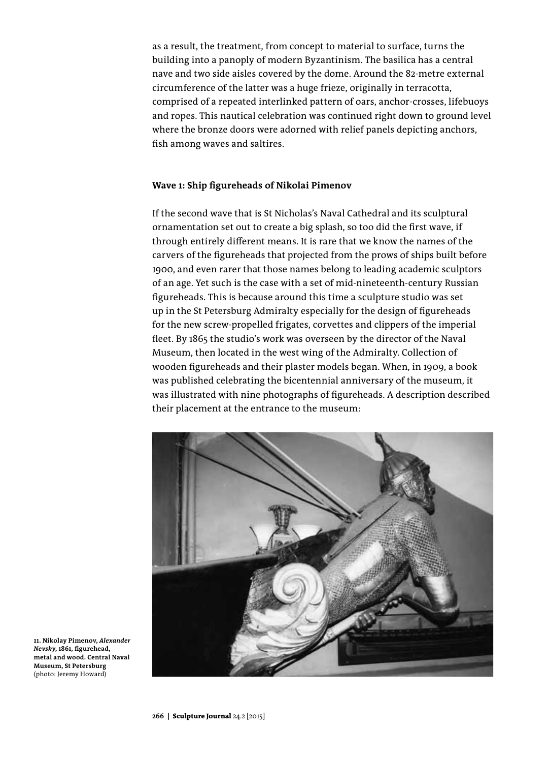as a result, the treatment, from concept to material to surface, turns the building into a panoply of modern Byzantinism. The basilica has a central nave and two side aisles covered by the dome. Around the 82-metre external circumference of the latter was a huge frieze, originally in terracotta, comprised of a repeated interlinked pattern of oars, anchor-crosses, lifebuoys and ropes. This nautical celebration was continued right down to ground level where the bronze doors were adorned with relief panels depicting anchors, fish among waves and saltires.

### Wave 1: Ship figureheads of Nikolai Pimenov

If the second wave that is St Nicholas's Naval Cathedral and its sculptural ornamentation set out to create a big splash, so too did the first wave, if through entirely different means. It is rare that we know the names of the carvers of the figureheads that projected from the prows of ships built before 1900, and even rarer that those names belong to leading academic sculptors of an age. Yet such is the case with a set of mid-nineteenth-century Russian figureheads. This is because around this time a sculpture studio was set up in the St Petersburg Admiralty especially for the design of figureheads for the new screw-propelled frigates, corvettes and clippers of the imperial fleet. By 1865 the studio's work was overseen by the director of the Naval Museum, then located in the west wing of the Admiralty. Collection of wooden figureheads and their plaster models began. When, in 1909, a book was published celebrating the bicentennial anniversary of the museum, it was illustrated with nine photographs of figureheads. A description described their placement at the entrance to the museum:

**11. Nikolay Pimenov, *Alexander Nevsky*, 1861, figurehead, metal and wood. Central Naval Museum, St Petersburg** (photo: Jeremy Howard)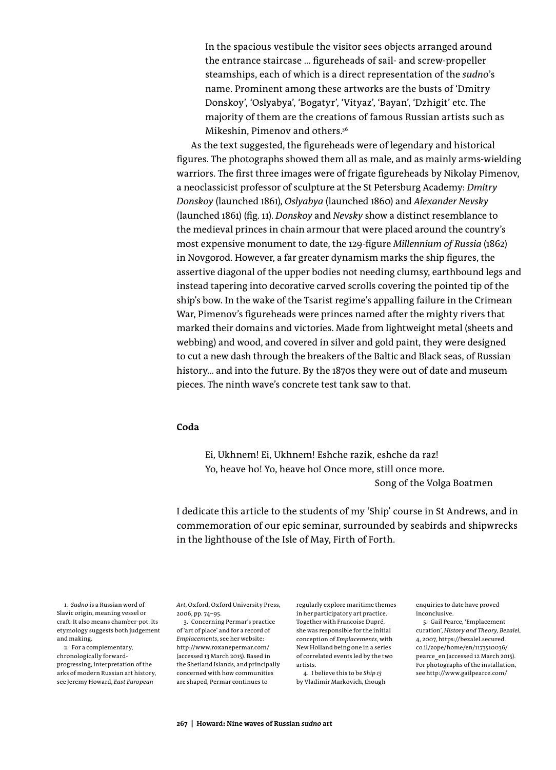> In the spacious vestibule the visitor sees objects arranged around the entrance staircase … figureheads of sail- and screw-propeller steamships, each of which is a direct representation of the *sudno*'s name. Prominent among these artworks are the busts of 'Dmitry Donskoy', 'Oslyabya', 'Bogatyr', 'Vityaz', 'Bayan', 'Dzhigit' etc. The majority of them are the creations of famous Russian artists such as Mikeshin, Pimenov and others.[36]

As the text suggested, the figureheads were of legendary and historical figures. The photographs showed them all as male, and as mainly arms-wielding warriors. The first three images were of frigate figureheads by Nikolay Pimenov, a neoclassicist professor of sculpture at the St Petersburg Academy: *Dmitry Donskoy* (launched 1861), *Oslyabya* (launched 1860) and *Alexander Nevsky* (launched 1861) (fig. 11). *Donskoy* and *Nevsky* show a distinct resemblance to the medieval princes in chain armour that were placed around the country's most expensive monument to date, the 129-figure *Millennium of Russia* (1862) in Novgorod. However, a far greater dynamism marks the ship figures, the assertive diagonal of the upper bodies not needing clumsy, earthbound legs and instead tapering into decorative carved scrolls covering the pointed tip of the ship's bow. In the wake of the Tsarist regime's appalling failure in the Crimean War, Pimenov's figureheads were princes named after the mighty rivers that marked their domains and victories. Made from lightweight metal (sheets and webbing) and wood, and covered in silver and gold paint, they were designed to cut a new dash through the breakers of the Baltic and Black seas, of Russian history… and into the future. By the 1870s they were out of date and museum pieces. The ninth wave's concrete test tank saw to that.

## Coda

> Ei, Ukhnem! Ei, Ukhnem! Eshche razik, eshche da raz!
> Yo, heave ho! Yo, heave ho! Once more, still once more.
>
> Song of the Volga Boatmen

I dedicate this article to the students of my 'Ship' course in St Andrews, and in commemoration of our epic seminar, surrounded by seabirds and shipwrecks in the lighthouse of the Isle of May, Firth of Forth.

---

1. *Sudno* is a Russian word of Slavic origin, meaning vessel or craft. It also means chamber-pot. Its etymology suggests both judgement and making.

2. For a complementary, chronologically forward-progressing, interpretation of the arks of modern Russian art history, see Jeremy Howard, *East European Art*, Oxford, Oxford University Press, 2006, pp. 74–95.

3. Concerning Permar's practice of 'art of place' and for a record of *Emplacements*, see her website: http://www.roxanepermar.com/ (accessed 13 March 2015). Based in the Shetland Islands, and principally concerned with how communities are shaped, Permar continues to regularly explore maritime themes in her participatory art practice. Together with Francoise Dupré, she was responsible for the initial conception of *Emplacements*, with New Holland being one in a series of correlated events led by the two artists.

4. I believe this to be *Ship 13* by Vladimir Markovich, though enquiries to date have proved inconclusive.

5. Gail Pearce, 'Emplacement curation', *History and Theory, Bezalel*, 4, 2007, https://bezalel.secured.co.il/zope/home/en/1173510036/pearce_en (accessed 12 March 2015). For photographs of the installation, see http://www.gailpearce.com/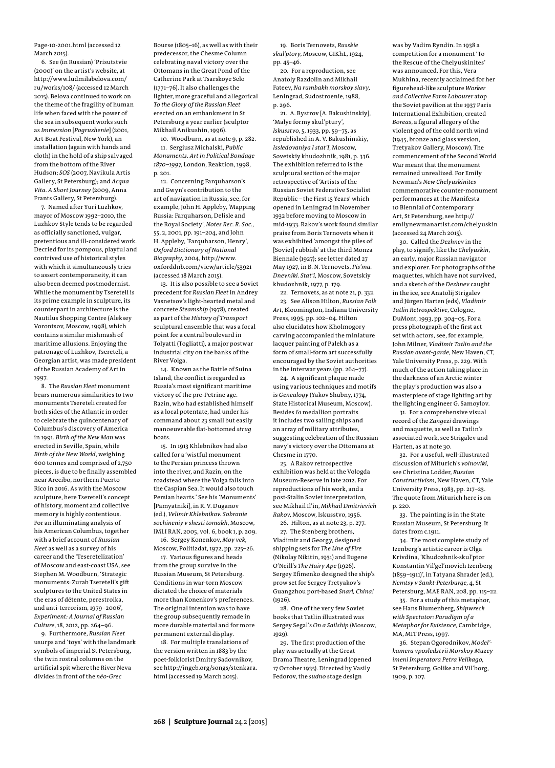Page-10-2001.html (accessed 12 March 2015).

6. See (in Russian) 'Prisutstvie (2000)' on the artist's website, at http://www.ludmilabelova.com/ru/works/108/ (accessed 12 March 2015). Belova continued to work on the theme of the fragility of human life when faced with the power of the sea in subsequent works such as *Immersion* [*Pogruzhenie*] (2001, Art-Boat Festival, New York), an installation (again with hands and cloth) in the hold of a ship salvaged from the bottom of the River Hudson; *SOS* (2007, Navikula Artis Gallery, St Petersburg); and *Acqua Vita. A Short Journey* (2009, Anna Frants Gallery, St Petersburg).

7. Named after Yuri Luzhkov, mayor of Moscow 1992–2010, the Luzhkov Style tends to be regarded as officially sanctioned, vulgar, pretentious and ill-considered work. Decried for its pompous, playful and contrived use of historical styles with which it simultaneously tries to assert contemporaneity, it can also been deemed postmodernist. While the monument by Tsereteli is its prime example in sculpture, its counterpart in architecture is the Nautilus Shopping Centre (Aleksey Vorontsov, Moscow, 1998), which contains a similar mishmash of maritime allusions. Enjoying the patronage of Luzhkov, Tsereteli, a Georgian artist, was made president of the Russian Academy of Art in 1997.

8. The *Russian Fleet* monument bears numerous similarities to two monuments Tsereteli created for both sides of the Atlantic in order to celebrate the quincentenary of Columbus's discovery of America in 1991. *Birth of the New Man* was erected in Seville, Spain, while *Birth of the New World*, weighing 600 tonnes and comprised of 2,750 pieces, is due to be finally assembled near Arecibo, northern Puerto Rico in 2016. As with the Moscow sculpture, here Tsereteli's concept of history, moment and collective memory is highly contentious. For an illuminating analysis of his American Columbus, together with a brief account of *Russian Fleet* as well as a survey of his career and the 'Tsereteleization' of Moscow and east-coast USA, see Stephen M. Woodburn, 'Strategic monuments: Zurab Tsereteli's gift sculptures to the United States in the eras of détente, perestroika, and anti-terrorism, 1979–2006', *Experiment: A Journal of Russian Culture*, 18, 2012, pp. 264–96.

9. Furthermore, *Russian Fleet* usurps and 'toys' with the landmark symbols of imperial St Petersburg, the twin rostral columns on the artificial spit where the River Neva divides in front of the *néo-Grec* Bourse (1805–16), as well as with their predecessor, the Chesme Column celebrating naval victory over the Ottomans in the Great Pond of the Catherine Park at Tsarskoye Selo (1771–76). It also challenges the lighter, more graceful and allegorical *To the Glory of the Russian Fleet* erected on an embankment in St Petersburg a year earlier (sculptor Mikhail Anikushin, 1996).

10. Woodburn, as at note 9, p. 282.

11. Sergiusz Michalski, *Public Monuments. Art in Political Bondage 1870–1997*, London, Reaktion, 1998, p. 201.

12. Concerning Farquharson's and Gwyn's contribution to the art of navigation in Russia, see, for example, John H. Appleby, 'Mapping Russia: Farquharson, Delisle and the Royal Society', *Notes Rec. R. Soc.*, 55, 2, 2001, pp. 191–204, and John H. Appleby, 'Farquharson, Henry', *Oxford Dictionary of National Biography*, 2004, http://www.oxforddnb.com/view/article/53921 (accessed 18 March 2015).

13. It is also possible to see a Soviet precedent for *Russian Fleet* in Andrey Vasnetsov's light-hearted metal and concrete *Steamship* (1978), created as part of the *History of Transport* sculptural ensemble that was a focal point for a central boulevard in Tolyatti (Togliatti), a major postwar industrial city on the banks of the River Volga.

14. Known as the Battle of Suina Island, the conflict is regarded as Russia's most significant maritime victory of the pre-Petrine age. Razin, who had established himself as a local potentate, had under his command about 23 small but easily manoeuvrable flat-bottomed *strug* boats.

15. In 1913 Khlebnikov had also called for a 'wistful monument to the Persian princess thrown into the river, and Razin, on the roadstead where the Volga falls into the Caspian Sea. It would also touch Persian hearts.' See his 'Monuments' [Pamyatniki], in R. V. Duganov (ed.), *Velimir Khlebnikov. Sobranie sochineniy v shesti tomakh*, Moscow, IMLI RAN, 2005, vol. 6, book 1, p. 209.

16. Sergey Konenkov, *Moy vek*, Moscow, Politizdat, 1972, pp. 225–26.

17. Various figures and heads from the group survive in the Russian Museum, St Petersburg. Conditions in war-torn Moscow dictated the choice of materials more than Konenkov's preferences. The original intention was to have the group subsequently remade in more durable material and for more permanent external display.

18. For multiple translations of the version written in 1883 by the poet-folklorist Dmitry Sadovnikov, see http://ingeb.org/songs/stenkara.html (accessed 19 March 2015).

19. Boris Ternovets, *Russkie skul'ptory*, Moscow, GIKhL, 1924, pp. 45–46.

20. For a reproduction, see Anatoly Razdolin and Mikhail Fateev, *Na rumbakh morskoy slavy*, Leningrad, Sudostroenie, 1988, p. 296.

21. A. Bystrov [A. Bakushinskiy], 'Malye formy skul'ptury', *Iskusstvo*, 5, 1933, pp. 59–75, as republished in A. V. Bakushinskiy, *Issledovaniya I stat'I*, Moscow, Sovetskiy khudozhnik, 1981, p. 336. The exhibition referred to is the sculptural section of the major retrospective of 'Artists of the Russian Soviet Federative Socialist Republic – the First 15 Years' which opened in Leningrad in November 1932 before moving to Moscow in mid-1933. Rakov's work found similar praise from Boris Ternovets when it was exhibited 'amongst the piles of [Soviet] rubbish' at the third Monza Biennale (1927); see letter dated 27 May 1927, in B. N. Ternovets, *Pis'ma. Dnevniki. Stat'i*, Moscow, Sovetskiy khudozhnik, 1977, p. 179.

22. Ternovets, as at note 21, p. 332.

23. See Alison Hilton, *Russian Folk Art*, Bloomington, Indiana University Press, 1995, pp. 102–04. Hilton also elucidates how Kholmogory carving accompanied the miniature lacquer painting of Palekh as a form of small-form art successfully encouraged by the Soviet authorities in the interwar years (pp. 264–77).

24. A significant plaque made using various techniques and motifs is *Genealogy* (Yakov Shubny, 1774, State Historical Museum, Moscow). Besides 61 medallion portraits it includes two sailing ships and an array of military attributes, suggesting celebration of the Russian navy's victory over the Ottomans at Chesme in 1770.

25. A Rakov retrospective exhibition was held at the Vologda Museum-Reserve in late 2012. For reproductions of his work, and a post-Stalin Soviet interpretation, see Mikhail Il'in, *Mikhail Dmitrievich Rakov*, Moscow, Iskusstvo, 1956.

26. Hilton, as at note 23, p. 277.

27. The Stenberg brothers, Vladimir and Georgy, designed shipping sets for *The Line of Fire* (Nikolay Nikitin, 1931) and Eugene O'Neill's *The Hairy Ape* (1926). Sergey Efimenko designed the ship's prow set for Sergey Tretyakov's Guangzhou port-based *Snarl, China!* (1926).

28. One of the very few Soviet books that Tatlin illustrated was Sergey Segal's *On a Sailship* (Moscow, 1929).

29. The first production of the play was actually at the Great Drama Theatre, Leningrad (opened 17 October 1935). Directed by Vasily Fedorov, the *sudno* stage design was by Vadim Ryndin. In 1938 a competition for a monument 'To the Rescue of the Chelyuskinites' was announced. For this, Vera Mukhina, recently acclaimed for her figurehead-like sculpture *Worker and Collective Farm Labourer* atop the Soviet pavilion at the 1937 Paris International Exhibition, created *Boreas*, a figural allegory of the violent god of the cold north wind (1945, bronze and glass version, Tretyakov Gallery, Moscow). The commencement of the Second World War meant that the monument remained unrealized. For Emily Newman's *New Chelyuskinites* commemorative counter-monument performances at the Manifesta 10 Biennial of Contemporary Art, St Petersburg, see http://emilynewmanartist.com/chelyuskin (accessed 24 March 2015).

30. Called the *Dezhnev* in the play, to signify, like the *Chelyuskin*, an early, major Russian navigator and explorer. For photographs of the maquettes, which have not survived, and a sketch of the *Dezhnev* caught in the ice, see Anatolij Strigalev and Jürgen Harten (eds), *Vladimir Tatlin Retrospektive*, Cologne, DuMont, 1993, pp. 304–05. For a press photograph of the first act set with actors, see, for example, John Milner, *Vladimir Tatlin and the Russian avant-garde*, New Haven, CT, Yale University Press, p. 229. With much of the action taking place in the darkness of an Arctic winter the play's production was also a masterpiece of stage lighting art by the lighting engineer G. Samoylov.

31. For a comprehensive visual record of the *Zangezi* drawings and maquette, as well as Tatlin's associated work, see Strigalev and Harten, as at note 30.

32. For a useful, well-illustrated discussion of Miturich's *volnoviki*, see Christina Lodder, *Russian Constructivism*, New Haven, CT, Yale University Press, 1983, pp. 217–23. The quote from Miturich here is on p. 220.

33. The painting is in the State Russian Museum, St Petersburg. It dates from c.1911.

34. The most complete study of Izenberg's artistic career is Olga Krivdina, 'Khudozhnik-skul'ptor Konstantin Vil'gel'movich Izenberg (1859–1911)', in Tatyana Shrader (ed.), *Nemtsy v Sankt-Peterburge*, 4, St Petersburg, MAE RAN, 208, pp. 115–22.

35. For a study of this metaphor, see Hans Blumenberg, *Shipwreck with Spectator: Paradigm of a Metaphor for Existence*, Cambridge, MA, MIT Press, 1997.

36. Stepan Ogorodnikov, *Model'-kamera vposledstvii Morskoy Muzey imeni Imperatora Petra Velikago*, St Petersburg, Golike and Vil'borg, 1909, p. 107.